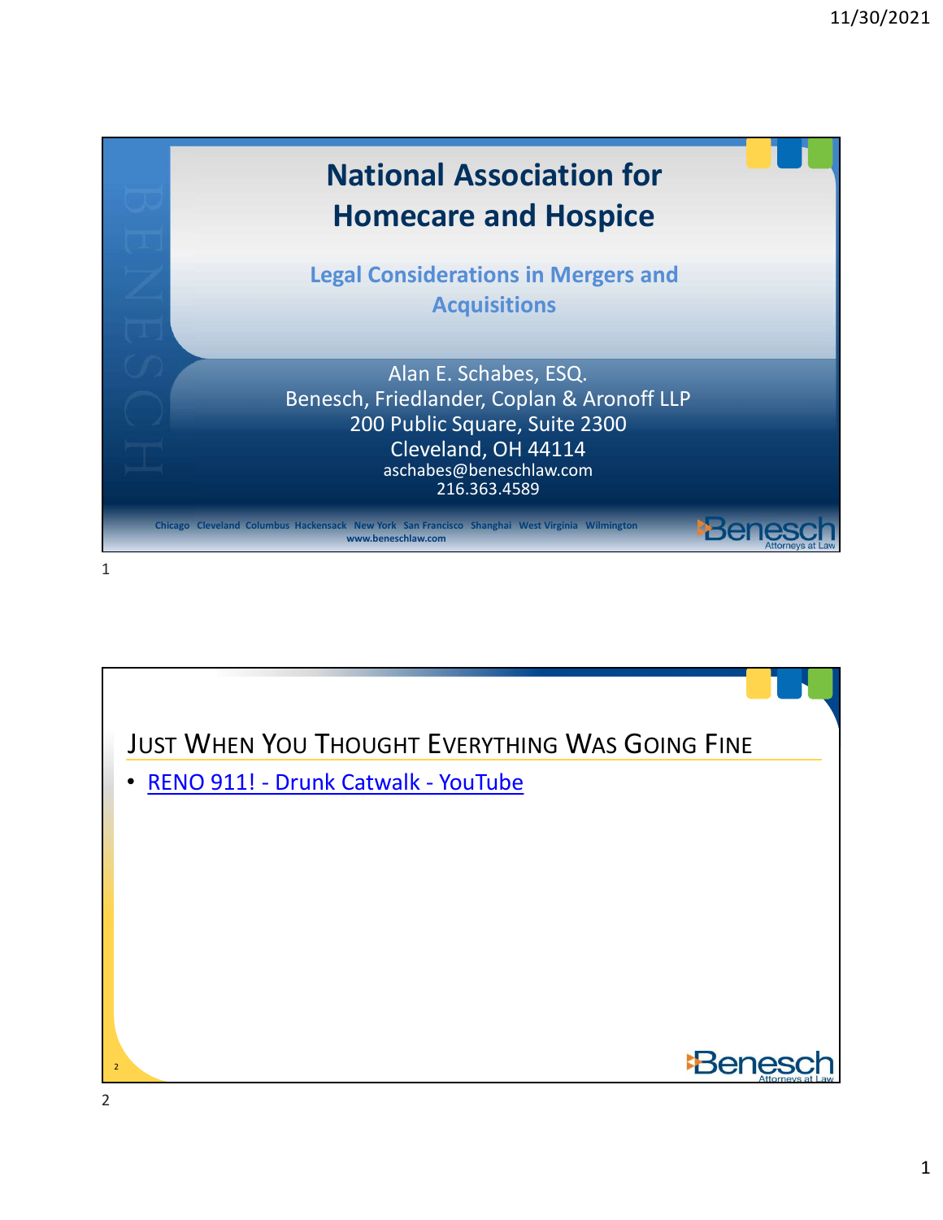# National Association for Homecare and Hospice

## Legal Considerations in Mergers and Acquisitions

Alan E. Schabes, ESQ.
Benesch, Friedlander, Coplan & Aronoff LLP
200 Public Square, Suite 2300
Cleveland, OH 44114
aschabes@beneschlaw.com
216.363.4589

Chicago Cleveland Columbus Hackensack New York San Francisco Shanghai West Virginia Wilmington
www.beneschlaw.com

Benesch Attorneys at Law

## Just When You Thought Everything Was Going Fine

- RENO 911! - Drunk Catwalk - YouTube

Benesch Attorneys at Law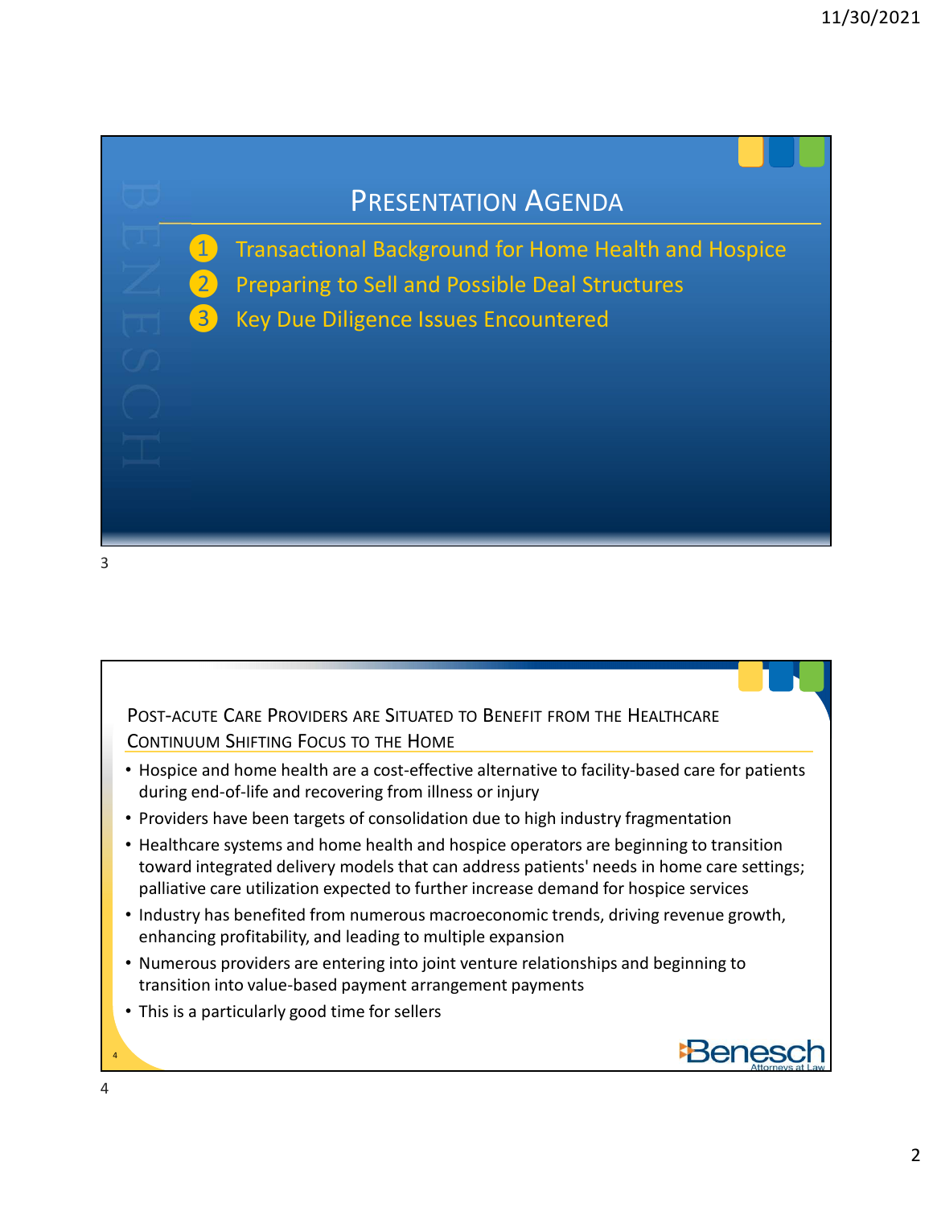# Presentation Agenda

1. Transactional Background for Home Health and Hospice
2. Preparing to Sell and Possible Deal Structures
3. Key Due Diligence Issues Encountered

## Post-Acute Care Providers are Situated to Benefit from the Healthcare Continuum Shifting Focus to the Home

- Hospice and home health are a cost-effective alternative to facility-based care for patients during end-of-life and recovering from illness or injury
- Providers have been targets of consolidation due to high industry fragmentation
- Healthcare systems and home health and hospice operators are beginning to transition toward integrated delivery models that can address patients' needs in home care settings; palliative care utilization expected to further increase demand for hospice services
- Industry has benefited from numerous macroeconomic trends, driving revenue growth, enhancing profitability, and leading to multiple expansion
- Numerous providers are entering into joint venture relationships and beginning to transition into value-based payment arrangement payments
- This is a particularly good time for sellers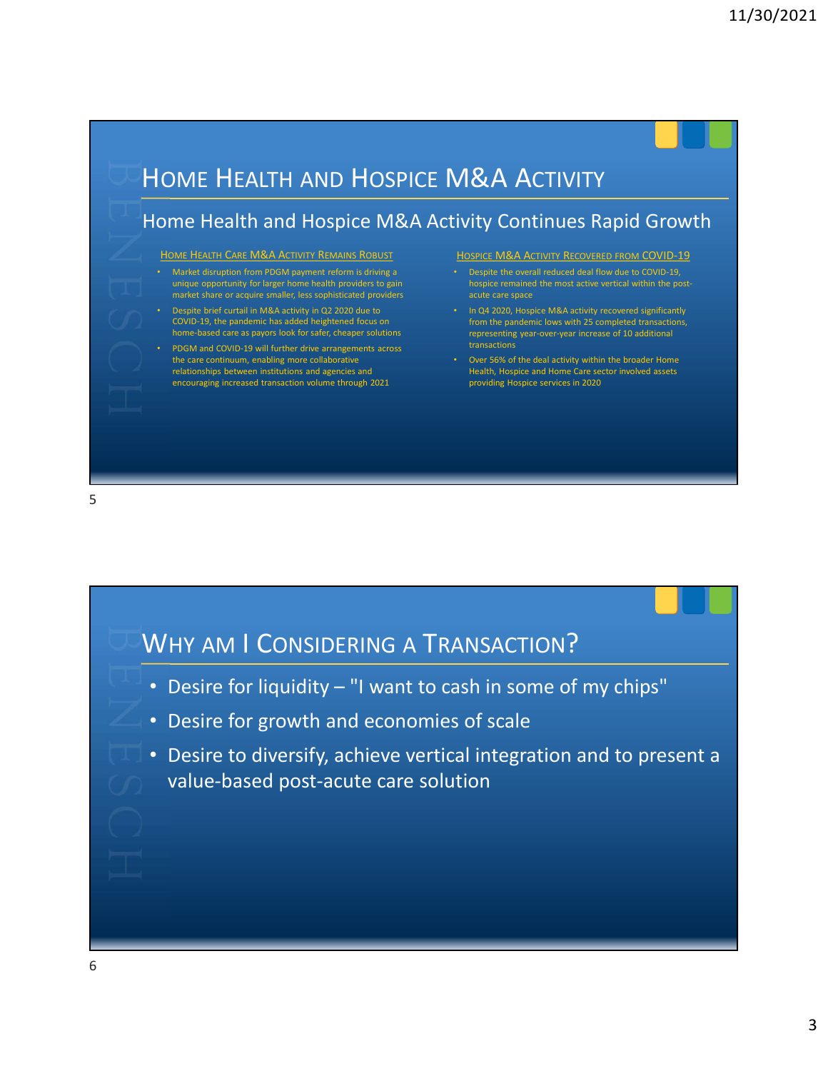# Home Health and Hospice M&A Activity

## Home Health and Hospice M&A Activity Continues Rapid Growth

### Home Health Care M&A Activity Remains Robust

- Market disruption from PDGM payment reform is driving a unique opportunity for larger home health providers to gain market share or acquire smaller, less sophisticated providers
- Despite brief curtail in M&A activity in Q2 2020 due to COVID-19, the pandemic has added heightened focus on home-based care as payors look for safer, cheaper solutions
- PDGM and COVID-19 will further drive arrangements across the care continuum, enabling more collaborative relationships between institutions and agencies and encouraging increased transaction volume through 2021

### Hospice M&A Activity Recovered from COVID-19

- Despite the overall reduced deal flow due to COVID-19, hospice remained the most active vertical within the post-acute care space
- In Q4 2020, Hospice M&A activity recovered significantly from the pandemic lows with 25 completed transactions, representing year-over-year increase of 10 additional transactions
- Over 56% of the deal activity within the broader Home Health, Hospice and Home Care sector involved assets providing Hospice services in 2020

# Why Am I Considering a Transaction?

- Desire for liquidity – "I want to cash in some of my chips"
- Desire for growth and economies of scale
- Desire to diversify, achieve vertical integration and to present a value-based post-acute care solution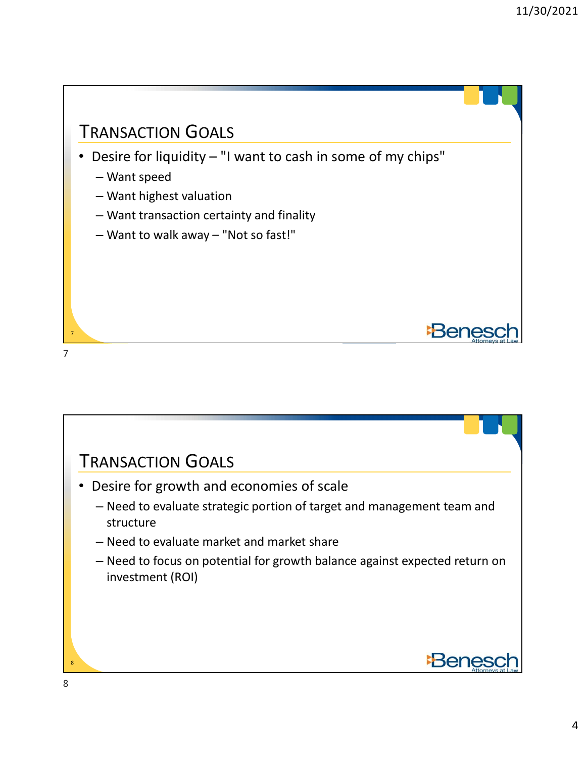## TRANSACTION GOALS

- Desire for liquidity – "I want to cash in some of my chips"
  - Want speed
  - Want highest valuation
  - Want transaction certainty and finality
  - Want to walk away – "Not so fast!"

## TRANSACTION GOALS

- Desire for growth and economies of scale
  - Need to evaluate strategic portion of target and management team and structure
  - Need to evaluate market and market share
  - Need to focus on potential for growth balance against expected return on investment (ROI)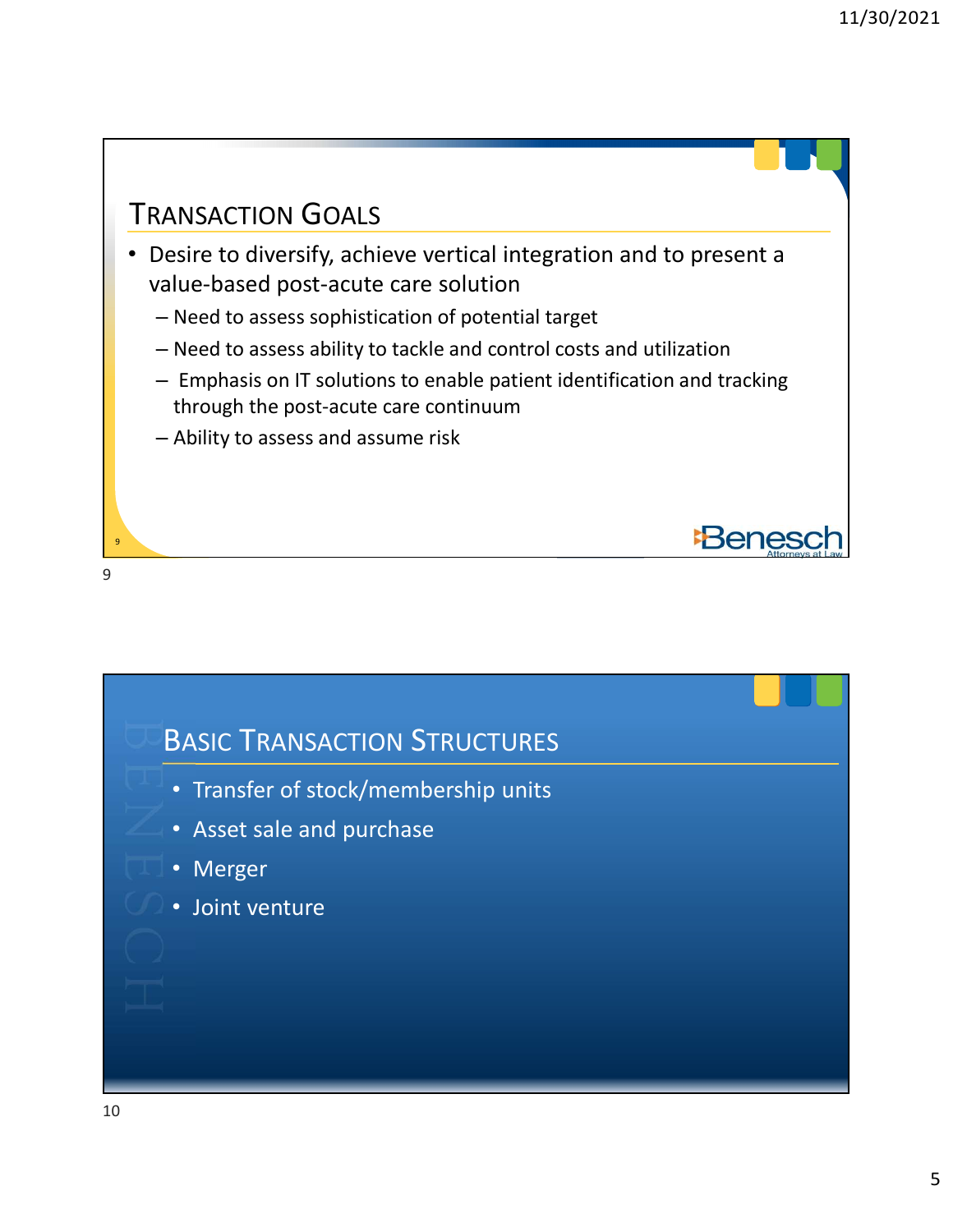## Transaction Goals

- Desire to diversify, achieve vertical integration and to present a value-based post-acute care solution
  - Need to assess sophistication of potential target
  - Need to assess ability to tackle and control costs and utilization
  - Emphasis on IT solutions to enable patient identification and tracking through the post-acute care continuum
  - Ability to assess and assume risk

## Basic Transaction Structures

- Transfer of stock/membership units
- Asset sale and purchase
- Merger
- Joint venture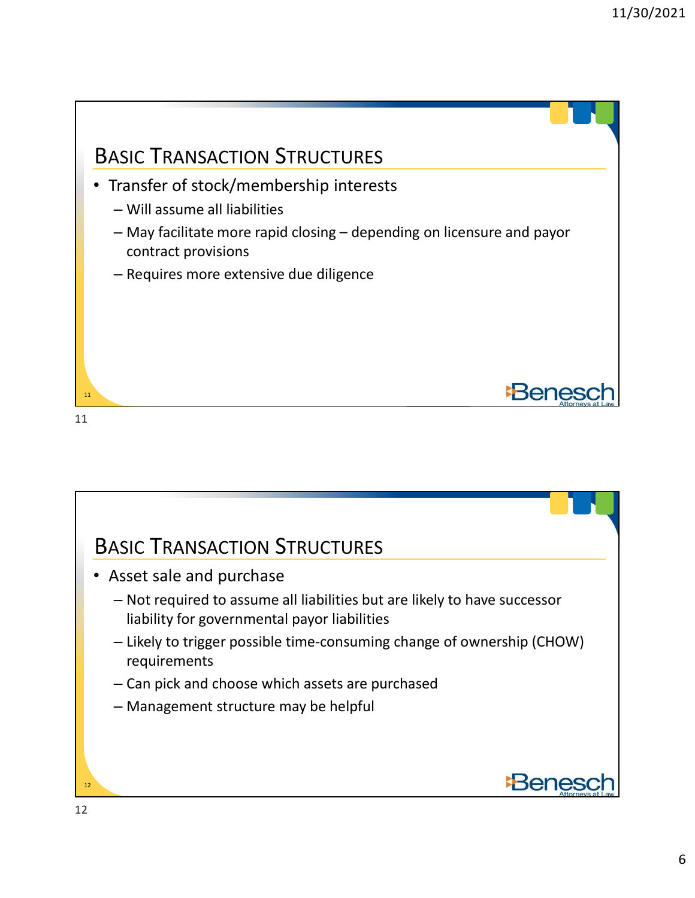## Basic Transaction Structures

- Transfer of stock/membership interests
  - Will assume all liabilities
  - May facilitate more rapid closing – depending on licensure and payor contract provisions
  - Requires more extensive due diligence

## Basic Transaction Structures

- Asset sale and purchase
  - Not required to assume all liabilities but are likely to have successor liability for governmental payor liabilities
  - Likely to trigger possible time-consuming change of ownership (CHOW) requirements
  - Can pick and choose which assets are purchased
  - Management structure may be helpful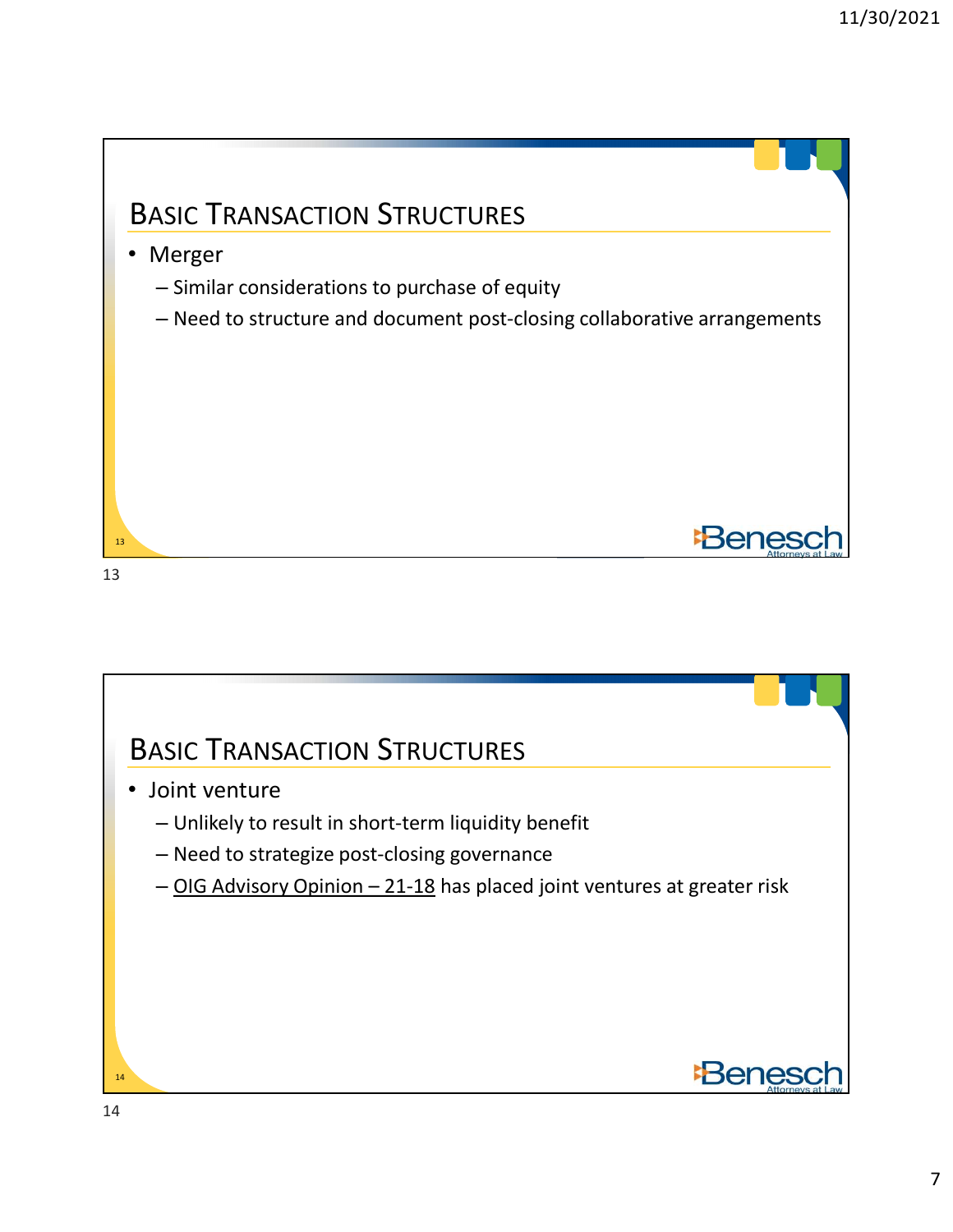## Basic Transaction Structures

- Merger
  - Similar considerations to purchase of equity
  - Need to structure and document post-closing collaborative arrangements

## Basic Transaction Structures

- Joint venture
  - Unlikely to result in short-term liquidity benefit
  - Need to strategize post-closing governance
  - OIG Advisory Opinion – 21-18 has placed joint ventures at greater risk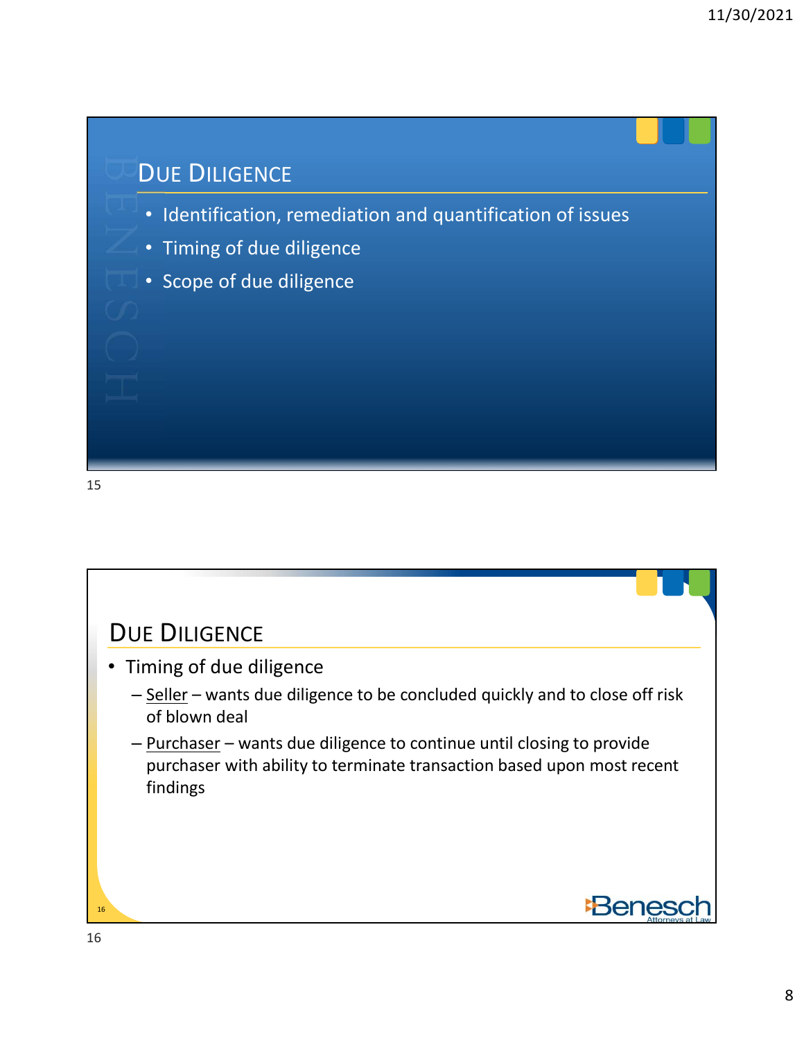## Due Diligence

- Identification, remediation and quantification of issues
- Timing of due diligence
- Scope of due diligence

## Due Diligence

- Timing of due diligence
  - Seller – wants due diligence to be concluded quickly and to close off risk of blown deal
  - Purchaser – wants due diligence to continue until closing to provide purchaser with ability to terminate transaction based upon most recent findings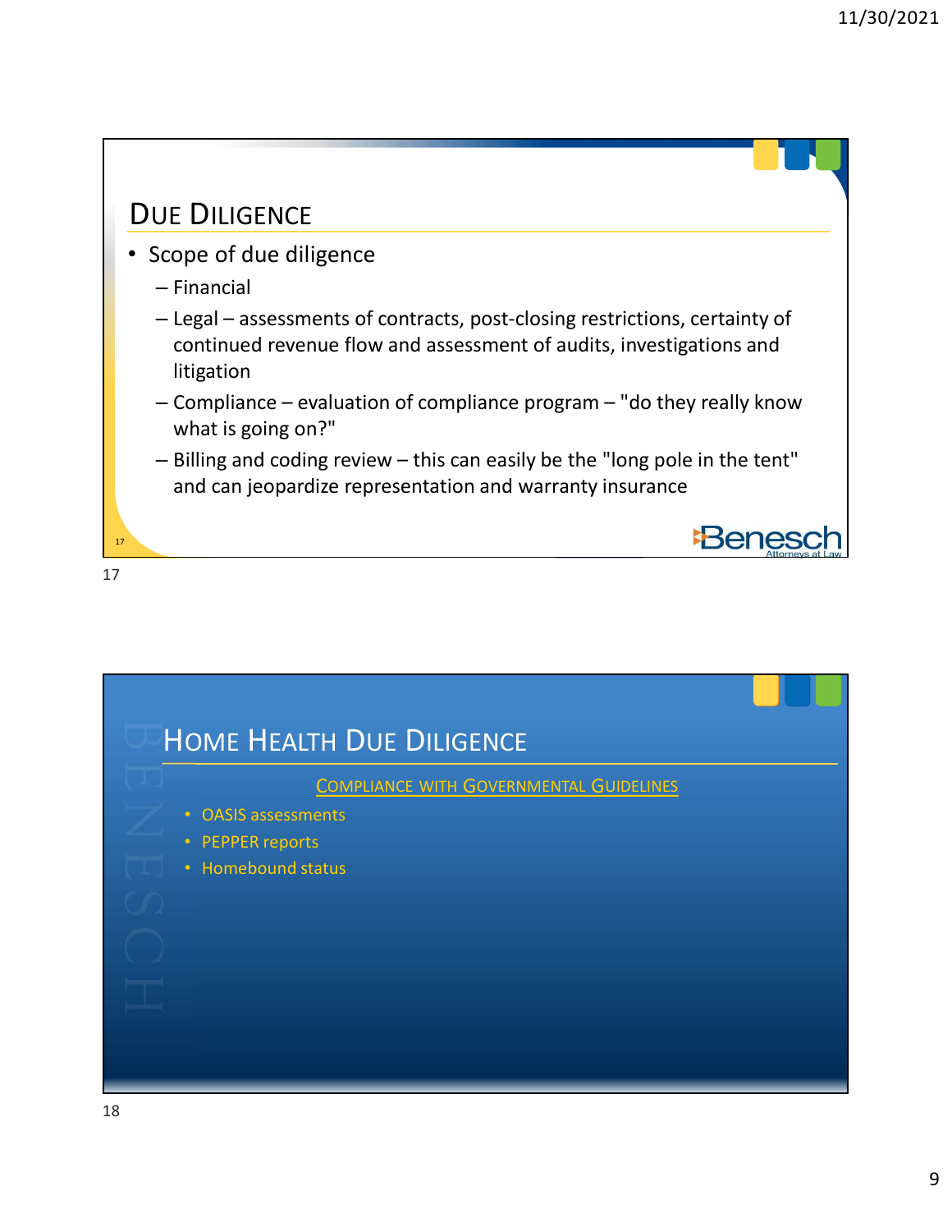## Due Diligence

- Scope of due diligence
  - Financial
  - Legal – assessments of contracts, post-closing restrictions, certainty of continued revenue flow and assessment of audits, investigations and litigation
  - Compliance – evaluation of compliance program – "do they really know what is going on?"
  - Billing and coding review – this can easily be the "long pole in the tent" and can jeopardize representation and warranty insurance

## Home Health Due Diligence

### Compliance with Governmental Guidelines

- OASIS assessments
- PEPPER reports
- Homebound status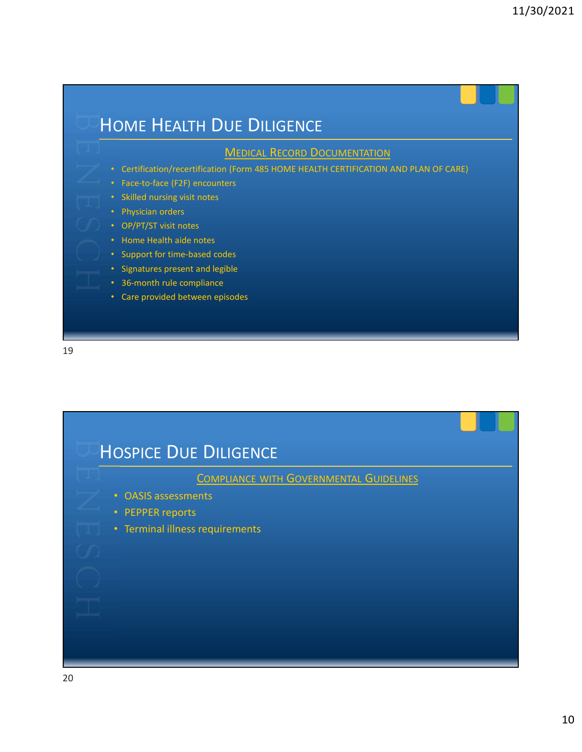# Home Health Due Diligence

## Medical Record Documentation

- Certification/recertification (Form 485 HOME HEALTH CERTIFICATION AND PLAN OF CARE)
- Face-to-face (F2F) encounters
- Skilled nursing visit notes
- Physician orders
- OP/PT/ST visit notes
- Home Health aide notes
- Support for time-based codes
- Signatures present and legible
- 36-month rule compliance
- Care provided between episodes

# Hospice Due Diligence

## Compliance with Governmental Guidelines

- OASIS assessments
- PEPPER reports
- Terminal illness requirements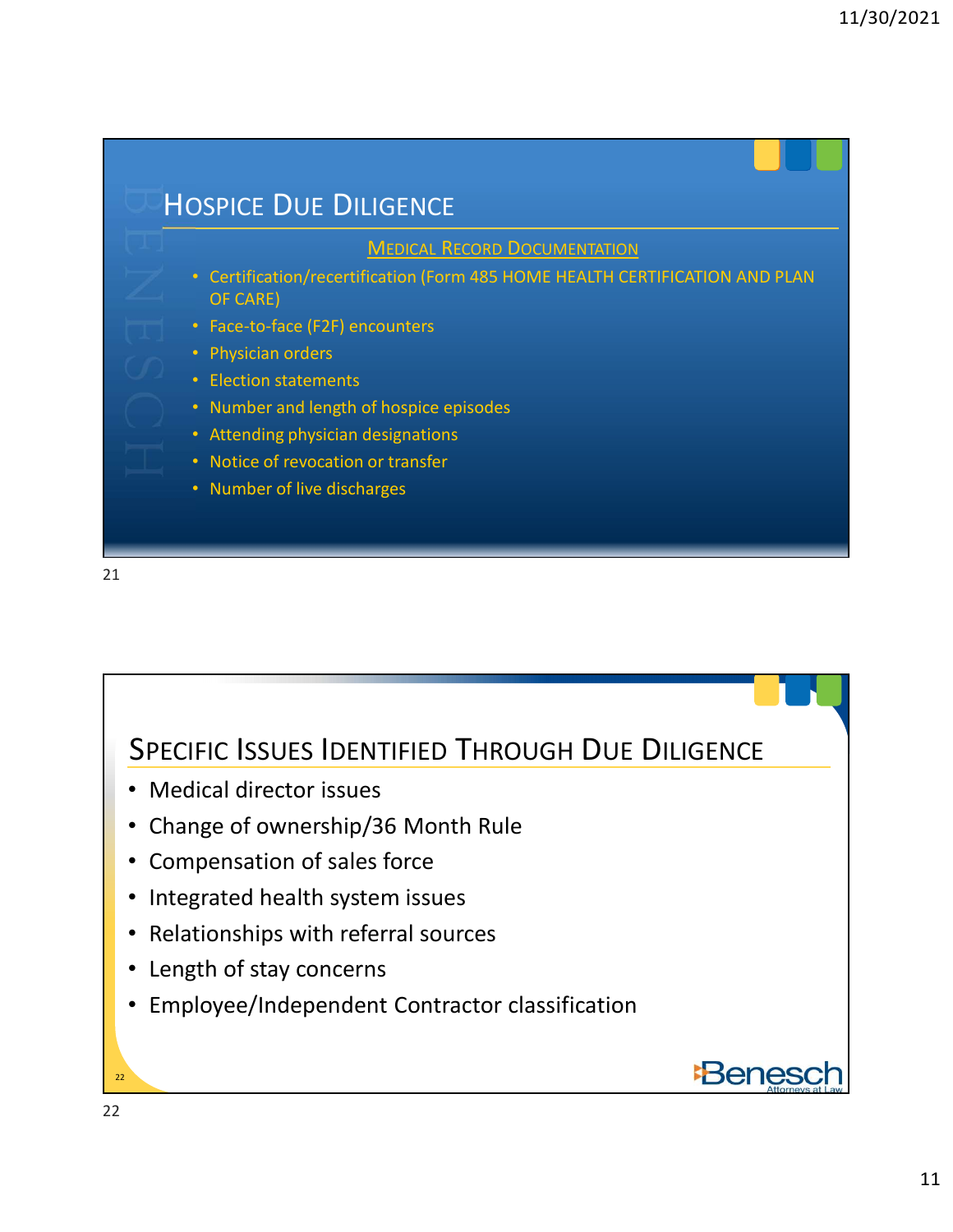## Hospice Due Diligence

Medical Record Documentation

- Certification/recertification (Form 485 HOME HEALTH CERTIFICATION AND PLAN OF CARE)
- Face-to-face (F2F) encounters
- Physician orders
- Election statements
- Number and length of hospice episodes
- Attending physician designations
- Notice of revocation or transfer
- Number of live discharges

## Specific Issues Identified Through Due Diligence

- Medical director issues
- Change of ownership/36 Month Rule
- Compensation of sales force
- Integrated health system issues
- Relationships with referral sources
- Length of stay concerns
- Employee/Independent Contractor classification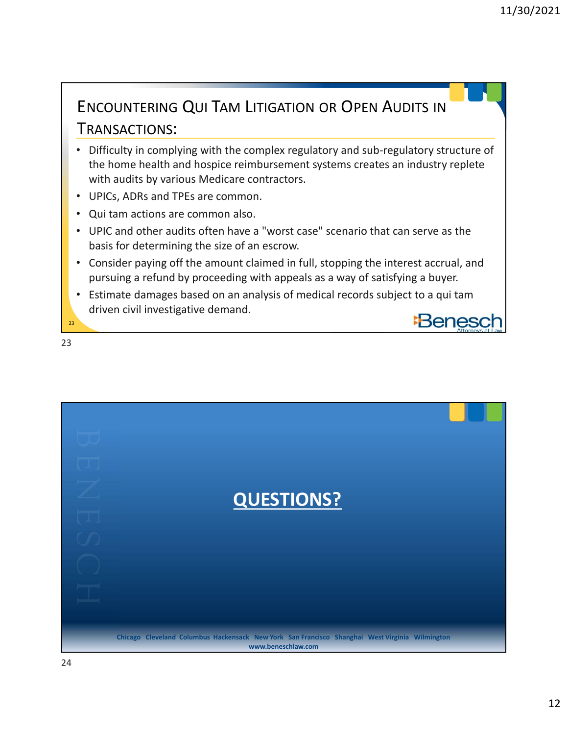## Encountering Qui Tam Litigation or Open Audits in Transactions:

- Difficulty in complying with the complex regulatory and sub-regulatory structure of the home health and hospice reimbursement systems creates an industry replete with audits by various Medicare contractors.
- UPICs, ADRs and TPEs are common.
- Qui tam actions are common also.
- UPIC and other audits often have a "worst case" scenario that can serve as the basis for determining the size of an escrow.
- Consider paying off the amount claimed in full, stopping the interest accrual, and pursuing a refund by proceeding with appeals as a way of satisfying a buyer.
- Estimate damages based on an analysis of medical records subject to a qui tam driven civil investigative demand.

Benesch
Attorneys at Law

## QUESTIONS?

Chicago Cleveland Columbus Hackensack New York San Francisco Shanghai West Virginia Wilmington
www.beneschlaw.com